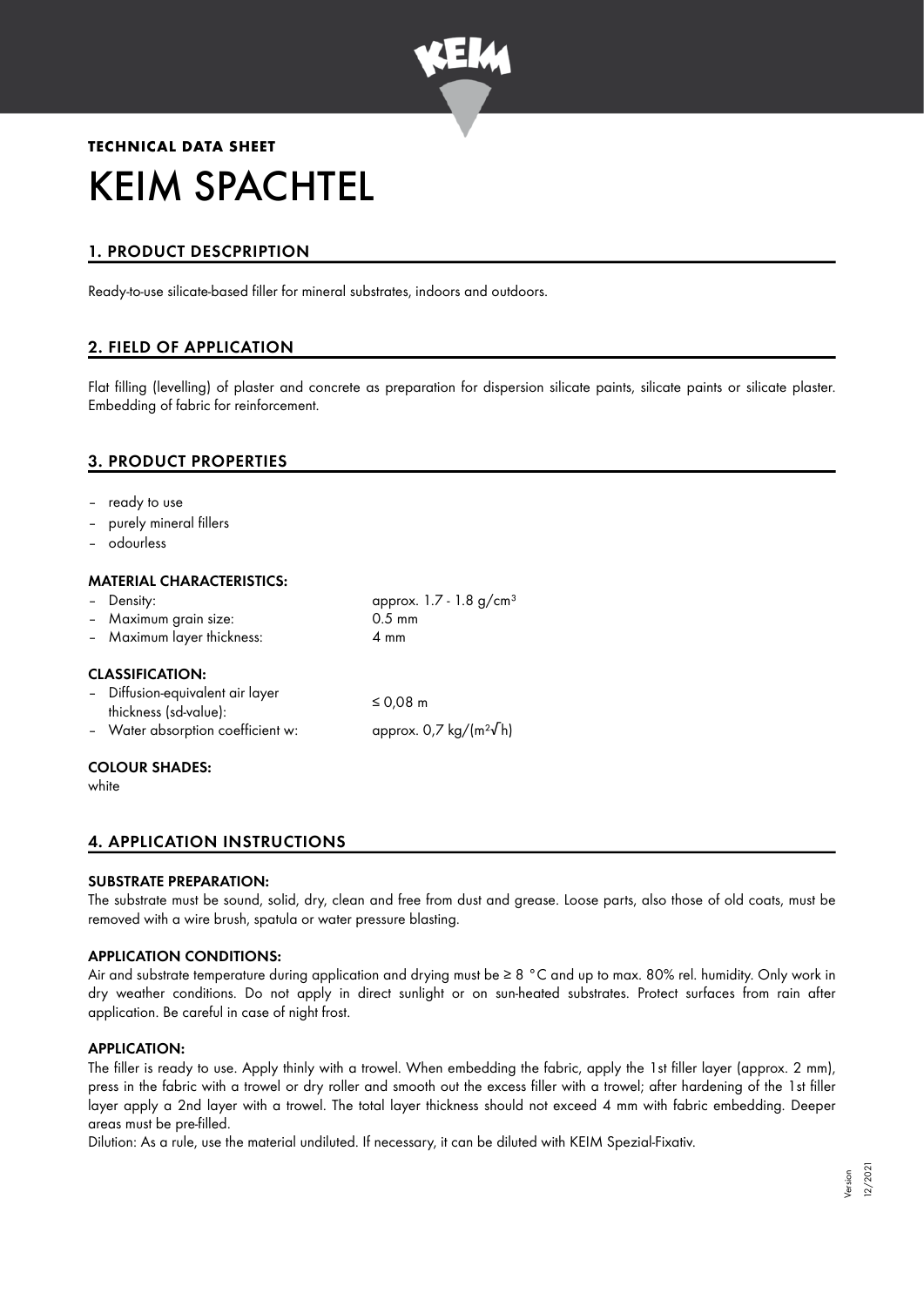**TECHNICAL DATA SHEET**

# KEIM SPACHTEL

## 1. PRODUCT DESCPRIPTION

Ready-to-use silicate-based filler for mineral substrates, indoors and outdoors.

## 2. FIELD OF APPLICATION

Flat filling (levelling) of plaster and concrete as preparation for dispersion silicate paints, silicate paints or silicate plaster. Embedding of fabric for reinforcement.

## 3. PRODUCT PROPERTIES

- ready to use
- purely mineral fillers
- odourless

### MATERIAL CHARACTERISTICS:

| | |
|---|---|
| – Density: | approx. 1.7 - 1.8 g/cm³ |
| – Maximum grain size: | 0.5 mm |
| – Maximum layer thickness: | 4 mm |

### CLASSIFICATION:

| | |
|---|---|
| – Diffusion-equivalent air layer thickness (sd-value): | ≤ 0,08 m |
| – Water absorption coefficient w: | approx. 0,7 kg/(m²√h) |

### COLOUR SHADES:

white

## 4. APPLICATION INSTRUCTIONS

### SUBSTRATE PREPARATION:

The substrate must be sound, solid, dry, clean and free from dust and grease. Loose parts, also those of old coats, must be removed with a wire brush, spatula or water pressure blasting.

### APPLICATION CONDITIONS:

Air and substrate temperature during application and drying must be ≥ 8 °C and up to max. 80% rel. humidity. Only work in dry weather conditions. Do not apply in direct sunlight or on sun-heated substrates. Protect surfaces from rain after application. Be careful in case of night frost.

### APPLICATION:

The filler is ready to use. Apply thinly with a trowel. When embedding the fabric, apply the 1st filler layer (approx. 2 mm), press in the fabric with a trowel or dry roller and smooth out the excess filler with a trowel; after hardening of the 1st filler layer apply a 2nd layer with a trowel. The total layer thickness should not exceed 4 mm with fabric embedding. Deeper areas must be pre-filled.

Dilution: As a rule, use the material undiluted. If necessary, it can be diluted with KEIM Spezial-Fixativ.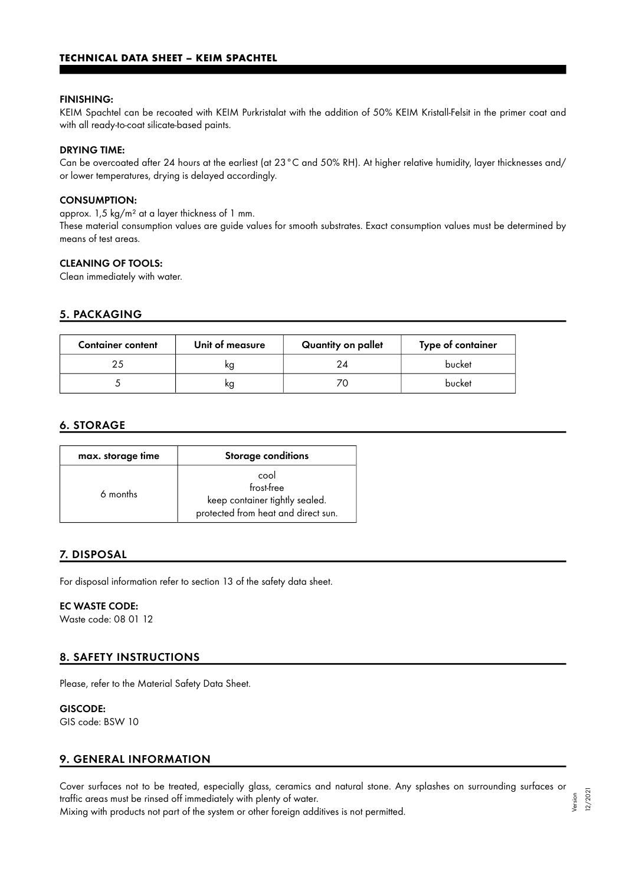**FINISHING:**
KEIM Spachtel can be recoated with KEIM Purkristalat with the addition of 50% KEIM Kristall-Felsit in the primer coat and with all ready-to-coat silicate-based paints.

**DRYING TIME:**
Can be overcoated after 24 hours at the earliest (at 23 °C and 50% RH). At higher relative humidity, layer thicknesses and/or lower temperatures, drying is delayed accordingly.

**CONSUMPTION:**
approx. 1,5 kg/m² at a layer thickness of 1 mm.
These material consumption values are guide values for smooth substrates. Exact consumption values must be determined by means of test areas.

**CLEANING OF TOOLS:**
Clean immediately with water.

## 5. PACKAGING

| Container content | Unit of measure | Quantity on pallet | Type of container |
|---|---|---|---|
| 25 | kg | 24 | bucket |
| 5 | kg | 70 | bucket |

## 6. STORAGE

| max. storage time | Storage conditions |
|---|---|
| 6 months | cool<br>frost-free<br>keep container tightly sealed.<br>protected from heat and direct sun. |

## 7. DISPOSAL

For disposal information refer to section 13 of the safety data sheet.

**EC WASTE CODE:**
Waste code: 08 01 12

## 8. SAFETY INSTRUCTIONS

Please, refer to the Material Safety Data Sheet.

**GISCODE:**
GIS code: BSW 10

## 9. GENERAL INFORMATION

Cover surfaces not to be treated, especially glass, ceramics and natural stone. Any splashes on surrounding surfaces or traffic areas must be rinsed off immediately with plenty of water.
Mixing with products not part of the system or other foreign additives is not permitted.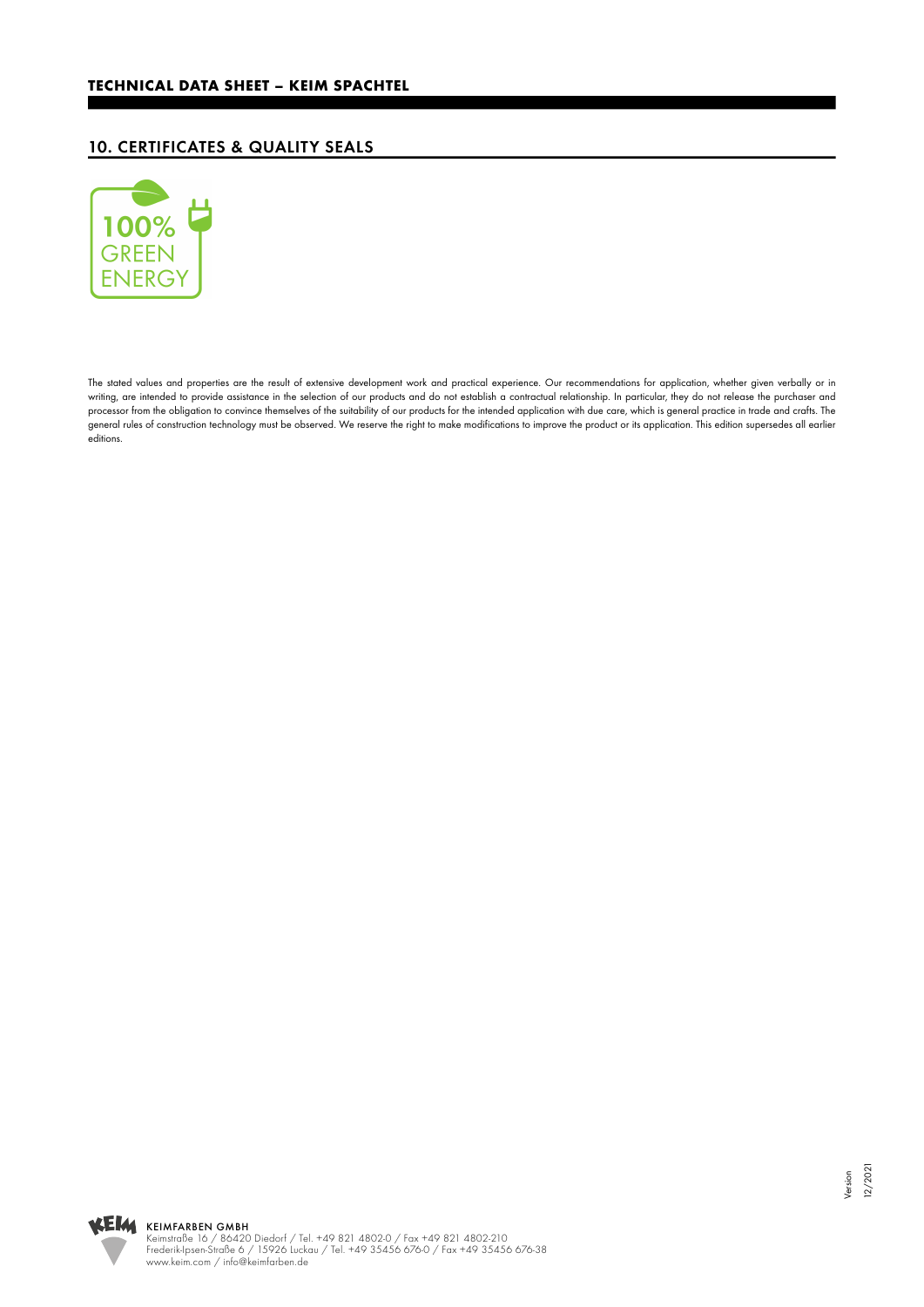## 10. CERTIFICATES & QUALITY SEALS

100% GREEN ENERGY

The stated values and properties are the result of extensive development work and practical experience. Our recommendations for application, whether given verbally or in writing, are intended to provide assistance in the selection of our products and do not establish a contractual relationship. In particular, they do not release the purchaser and processor from the obligation to convince themselves of the suitability of our products for the intended application with due care, which is general practice in trade and crafts. The general rules of construction technology must be observed. We reserve the right to make modifications to improve the product or its application. This edition supersedes all earlier editions.

KEIMFARBEN GMBH
Keimstraße 16 / 86420 Diedorf / Tel. +49 821 4802-0 / Fax +49 821 4802-210
Frederik-Ipsen-Straße 6 / 15926 Luckau / Tel. +49 35456 676-0 / Fax +49 35456 676-38
www.keim.com / info@keimfarben.de

Version 12/2021